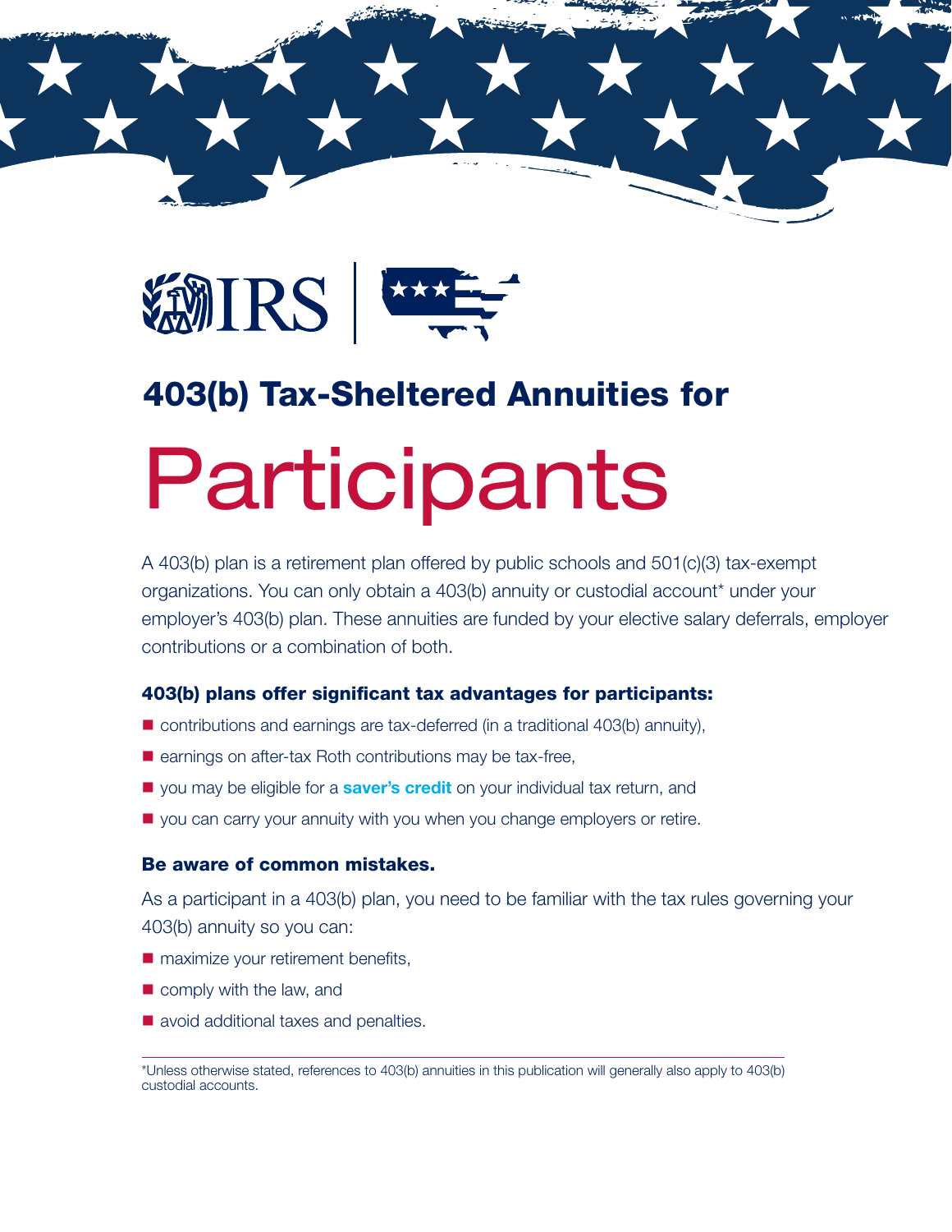# 403(b) Tax-Sheltered Annuities for Participants

A 403(b) plan is a retirement plan offered by public schools and 501(c)(3) tax-exempt organizations. You can only obtain a 403(b) annuity or custodial account* under your employer's 403(b) plan. These annuities are funded by your elective salary deferrals, employer contributions or a combination of both.

### 403(b) plans offer significant tax advantages for participants:

- contributions and earnings are tax-deferred (in a traditional 403(b) annuity),
- earnings on after-tax Roth contributions may be tax-free,
- you may be eligible for a **saver's credit** on your individual tax return, and
- you can carry your annuity with you when you change employers or retire.

### Be aware of common mistakes.

As a participant in a 403(b) plan, you need to be familiar with the tax rules governing your 403(b) annuity so you can:

- maximize your retirement benefits,
- comply with the law, and
- avoid additional taxes and penalties.

---

*Unless otherwise stated, references to 403(b) annuities in this publication will generally also apply to 403(b) custodial accounts.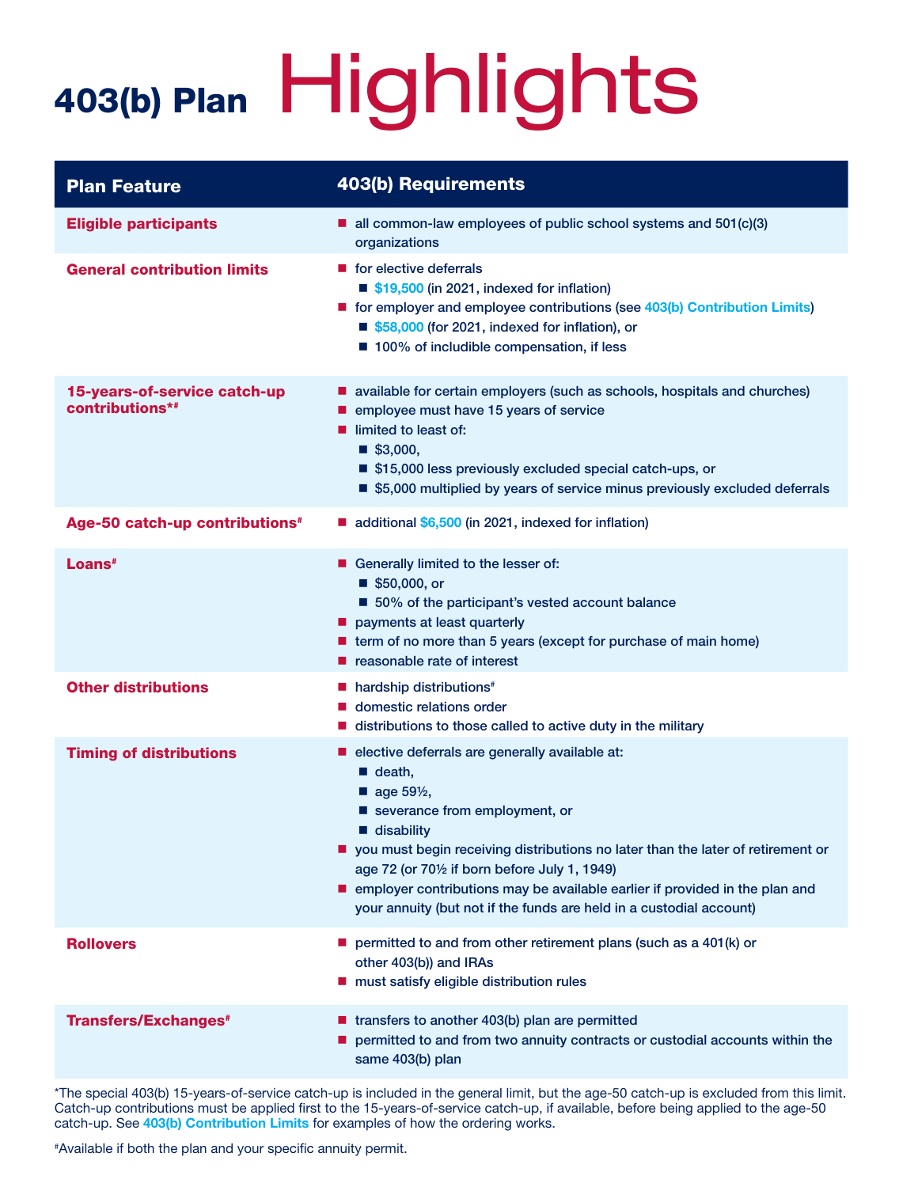# 403(b) Plan Highlights

| Plan Feature | 403(b) Requirements |
|---|---|
| **Eligible participants** | ■ all common-law employees of public school systems and 501(c)(3) organizations |
| **General contribution limits** | ■ for elective deferrals<br>  ■ $19,500 (in 2021, indexed for inflation)<br>■ for employer and employee contributions (see 403(b) Contribution Limits)<br>  ■ $58,000 (for 2021, indexed for inflation), or<br>  ■ 100% of includible compensation, if less |
| **15-years-of-service catch-up contributions*#** | ■ available for certain employers (such as schools, hospitals and churches)<br>■ employee must have 15 years of service<br>■ limited to least of:<br>  ■ $3,000,<br>  ■ $15,000 less previously excluded special catch-ups, or<br>  ■ $5,000 multiplied by years of service minus previously excluded deferrals |
| **Age-50 catch-up contributions#** | ■ additional $6,500 (in 2021, indexed for inflation) |
| **Loans#** | ■ Generally limited to the lesser of:<br>  ■ $50,000, or<br>  ■ 50% of the participant's vested account balance<br>■ payments at least quarterly<br>■ term of no more than 5 years (except for purchase of main home)<br>■ reasonable rate of interest |
| **Other distributions** | ■ hardship distributions#<br>■ domestic relations order<br>■ distributions to those called to active duty in the military |
| **Timing of distributions** | ■ elective deferrals are generally available at:<br>  ■ death,<br>  ■ age 59½,<br>  ■ severance from employment, or<br>  ■ disability<br>■ you must begin receiving distributions no later than the later of retirement or age 72 (or 70½ if born before July 1, 1949)<br>■ employer contributions may be available earlier if provided in the plan and your annuity (but not if the funds are held in a custodial account) |
| **Rollovers** | ■ permitted to and from other retirement plans (such as a 401(k) or other 403(b)) and IRAs<br>■ must satisfy eligible distribution rules |
| **Transfers/Exchanges#** | ■ transfers to another 403(b) plan are permitted<br>■ permitted to and from two annuity contracts or custodial accounts within the same 403(b) plan |

*The special 403(b) 15-years-of-service catch-up is included in the general limit, but the age-50 catch-up is excluded from this limit. Catch-up contributions must be applied first to the 15-years-of-service catch-up, if available, before being applied to the age-50 catch-up. See **403(b) Contribution Limits** for examples of how the ordering works.

#Available if both the plan and your specific annuity permit.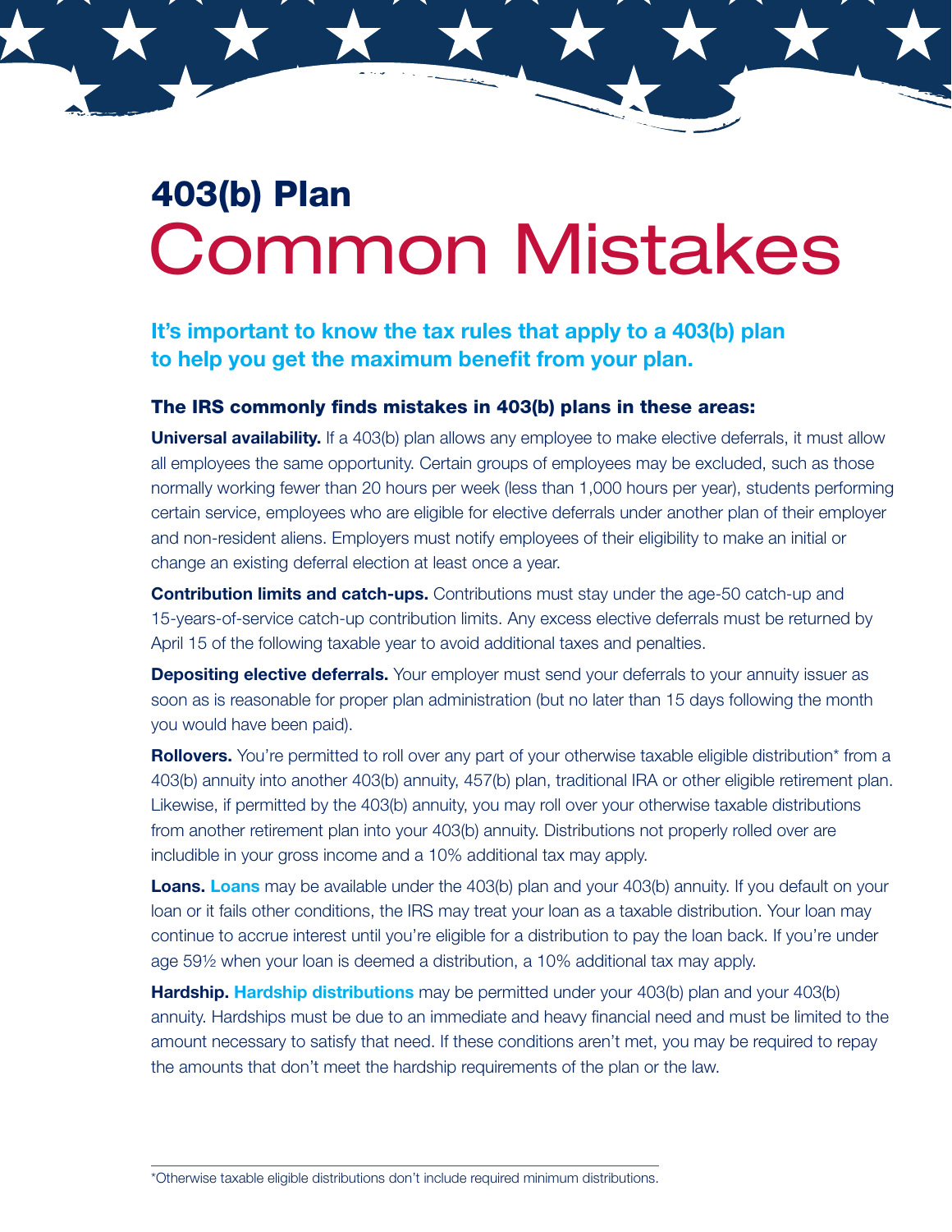# 403(b) Plan Common Mistakes

## It's important to know the tax rules that apply to a 403(b) plan to help you get the maximum benefit from your plan.

### The IRS commonly finds mistakes in 403(b) plans in these areas:

**Universal availability.** If a 403(b) plan allows any employee to make elective deferrals, it must allow all employees the same opportunity. Certain groups of employees may be excluded, such as those normally working fewer than 20 hours per week (less than 1,000 hours per year), students performing certain service, employees who are eligible for elective deferrals under another plan of their employer and non-resident aliens. Employers must notify employees of their eligibility to make an initial or change an existing deferral election at least once a year.

**Contribution limits and catch-ups.** Contributions must stay under the age-50 catch-up and 15-years-of-service catch-up contribution limits. Any excess elective deferrals must be returned by April 15 of the following taxable year to avoid additional taxes and penalties.

**Depositing elective deferrals.** Your employer must send your deferrals to your annuity issuer as soon as is reasonable for proper plan administration (but no later than 15 days following the month you would have been paid).

**Rollovers.** You're permitted to roll over any part of your otherwise taxable eligible distribution* from a 403(b) annuity into another 403(b) annuity, 457(b) plan, traditional IRA or other eligible retirement plan. Likewise, if permitted by the 403(b) annuity, you may roll over your otherwise taxable distributions from another retirement plan into your 403(b) annuity. Distributions not properly rolled over are includible in your gross income and a 10% additional tax may apply.

**Loans.** Loans may be available under the 403(b) plan and your 403(b) annuity. If you default on your loan or it fails other conditions, the IRS may treat your loan as a taxable distribution. Your loan may continue to accrue interest until you're eligible for a distribution to pay the loan back. If you're under age 59½ when your loan is deemed a distribution, a 10% additional tax may apply.

**Hardship.** Hardship distributions may be permitted under your 403(b) plan and your 403(b) annuity. Hardships must be due to an immediate and heavy financial need and must be limited to the amount necessary to satisfy that need. If these conditions aren't met, you may be required to repay the amounts that don't meet the hardship requirements of the plan or the law.

---

*Otherwise taxable eligible distributions don't include required minimum distributions.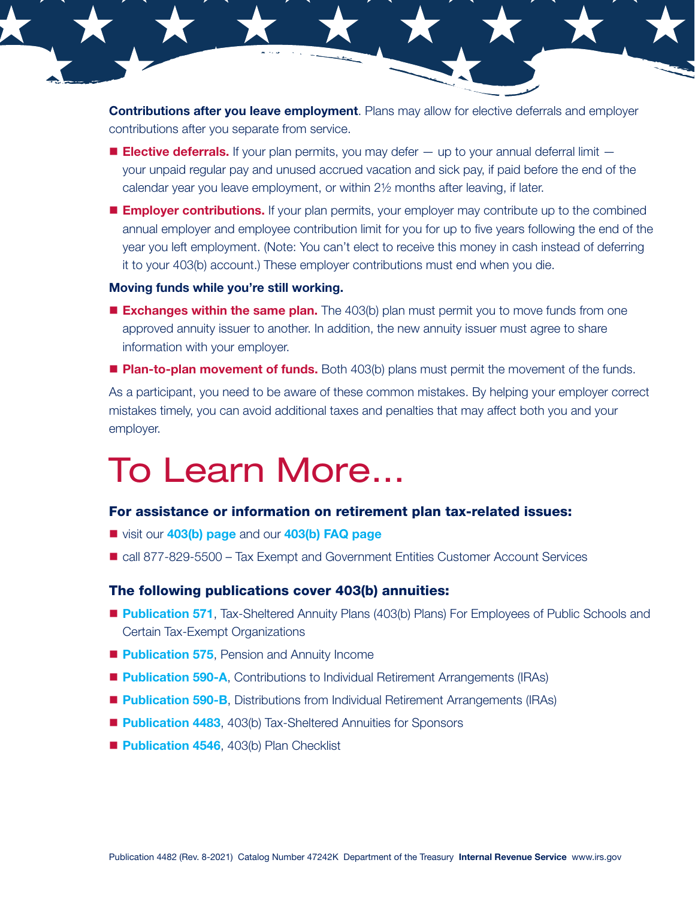**Contributions after you leave employment**. Plans may allow for elective deferrals and employer contributions after you separate from service.

- **Elective deferrals.** If your plan permits, you may defer — up to your annual deferral limit — your unpaid regular pay and unused accrued vacation and sick pay, if paid before the end of the calendar year you leave employment, or within 2½ months after leaving, if later.
- **Employer contributions.** If your plan permits, your employer may contribute up to the combined annual employer and employee contribution limit for you for up to five years following the end of the year you left employment. (Note: You can't elect to receive this money in cash instead of deferring it to your 403(b) account.) These employer contributions must end when you die.

**Moving funds while you're still working.**

- **Exchanges within the same plan.** The 403(b) plan must permit you to move funds from one approved annuity issuer to another. In addition, the new annuity issuer must agree to share information with your employer.
- **Plan-to-plan movement of funds.** Both 403(b) plans must permit the movement of the funds.

As a participant, you need to be aware of these common mistakes. By helping your employer correct mistakes timely, you can avoid additional taxes and penalties that may affect both you and your employer.

# To Learn More...

### For assistance or information on retirement plan tax-related issues:

- visit our **403(b) page** and our **403(b) FAQ page**
- call 877-829-5500 – Tax Exempt and Government Entities Customer Account Services

### The following publications cover 403(b) annuities:

- **Publication 571**, Tax-Sheltered Annuity Plans (403(b) Plans) For Employees of Public Schools and Certain Tax-Exempt Organizations
- **Publication 575**, Pension and Annuity Income
- **Publication 590-A**, Contributions to Individual Retirement Arrangements (IRAs)
- **Publication 590-B**, Distributions from Individual Retirement Arrangements (IRAs)
- **Publication 4483**, 403(b) Tax-Sheltered Annuities for Sponsors
- **Publication 4546**, 403(b) Plan Checklist

Publication 4482 (Rev. 8-2021) Catalog Number 47242K Department of the Treasury **Internal Revenue Service** www.irs.gov